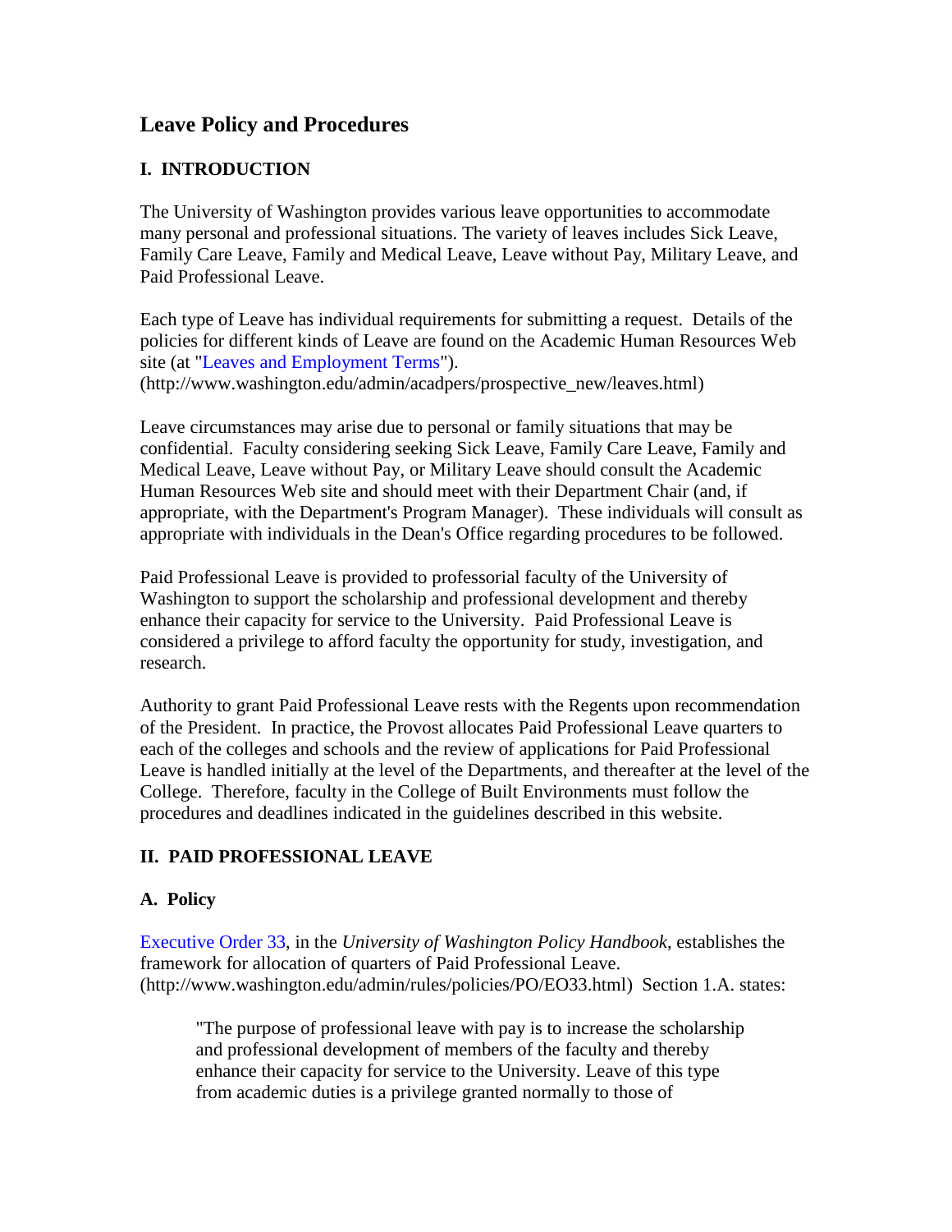# Leave Policy and Procedures

## I. INTRODUCTION

The University of Washington provides various leave opportunities to accommodate many personal and professional situations. The variety of leaves includes Sick Leave, Family Care Leave, Family and Medical Leave, Leave without Pay, Military Leave, and Paid Professional Leave.

Each type of Leave has individual requirements for submitting a request. Details of the policies for different kinds of Leave are found on the Academic Human Resources Web site (at "Leaves and Employment Terms"). (http://www.washington.edu/admin/acadpers/prospective_new/leaves.html)

Leave circumstances may arise due to personal or family situations that may be confidential. Faculty considering seeking Sick Leave, Family Care Leave, Family and Medical Leave, Leave without Pay, or Military Leave should consult the Academic Human Resources Web site and should meet with their Department Chair (and, if appropriate, with the Department's Program Manager). These individuals will consult as appropriate with individuals in the Dean's Office regarding procedures to be followed.

Paid Professional Leave is provided to professorial faculty of the University of Washington to support the scholarship and professional development and thereby enhance their capacity for service to the University. Paid Professional Leave is considered a privilege to afford faculty the opportunity for study, investigation, and research.

Authority to grant Paid Professional Leave rests with the Regents upon recommendation of the President. In practice, the Provost allocates Paid Professional Leave quarters to each of the colleges and schools and the review of applications for Paid Professional Leave is handled initially at the level of the Departments, and thereafter at the level of the College. Therefore, faculty in the College of Built Environments must follow the procedures and deadlines indicated in the guidelines described in this website.

## II. PAID PROFESSIONAL LEAVE

### A. Policy

Executive Order 33, in the *University of Washington Policy Handbook*, establishes the framework for allocation of quarters of Paid Professional Leave. (http://www.washington.edu/admin/rules/policies/PO/EO33.html) Section 1.A. states:

> "The purpose of professional leave with pay is to increase the scholarship and professional development of members of the faculty and thereby enhance their capacity for service to the University. Leave of this type from academic duties is a privilege granted normally to those of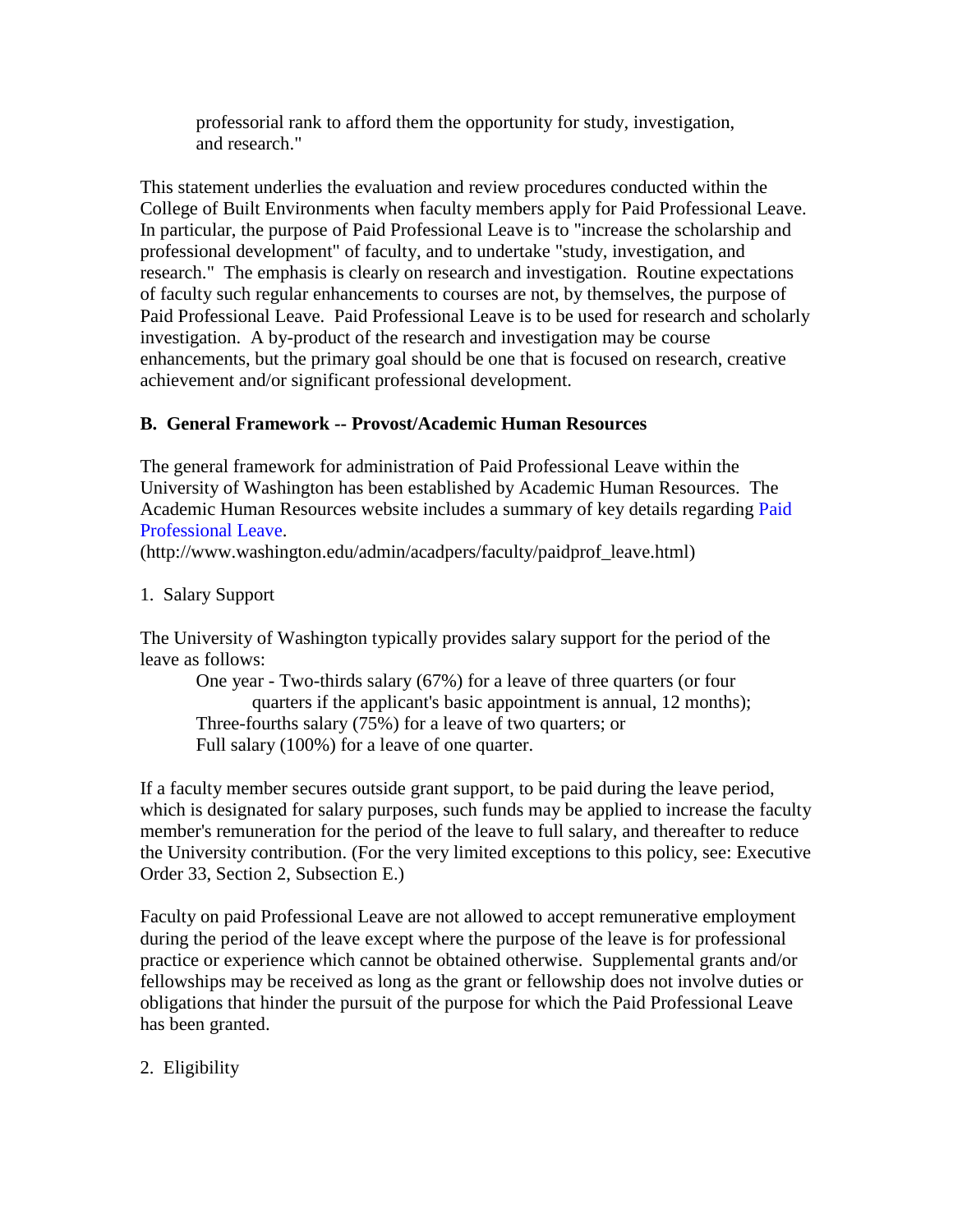professorial rank to afford them the opportunity for study, investigation, and research."

This statement underlies the evaluation and review procedures conducted within the College of Built Environments when faculty members apply for Paid Professional Leave. In particular, the purpose of Paid Professional Leave is to "increase the scholarship and professional development" of faculty, and to undertake "study, investigation, and research." The emphasis is clearly on research and investigation. Routine expectations of faculty such regular enhancements to courses are not, by themselves, the purpose of Paid Professional Leave. Paid Professional Leave is to be used for research and scholarly investigation. A by-product of the research and investigation may be course enhancements, but the primary goal should be one that is focused on research, creative achievement and/or significant professional development.

### B. General Framework -- Provost/Academic Human Resources

The general framework for administration of Paid Professional Leave within the University of Washington has been established by Academic Human Resources. The Academic Human Resources website includes a summary of key details regarding Paid Professional Leave.
(http://www.washington.edu/admin/acadpers/faculty/paidprof_leave.html)

1. Salary Support

The University of Washington typically provides salary support for the period of the leave as follows:

> One year - Two-thirds salary (67%) for a leave of three quarters (or four quarters if the applicant's basic appointment is annual, 12 months);
> Three-fourths salary (75%) for a leave of two quarters; or
> Full salary (100%) for a leave of one quarter.

If a faculty member secures outside grant support, to be paid during the leave period, which is designated for salary purposes, such funds may be applied to increase the faculty member's remuneration for the period of the leave to full salary, and thereafter to reduce the University contribution. (For the very limited exceptions to this policy, see: Executive Order 33, Section 2, Subsection E.)

Faculty on paid Professional Leave are not allowed to accept remunerative employment during the period of the leave except where the purpose of the leave is for professional practice or experience which cannot be obtained otherwise. Supplemental grants and/or fellowships may be received as long as the grant or fellowship does not involve duties or obligations that hinder the pursuit of the purpose for which the Paid Professional Leave has been granted.

2. Eligibility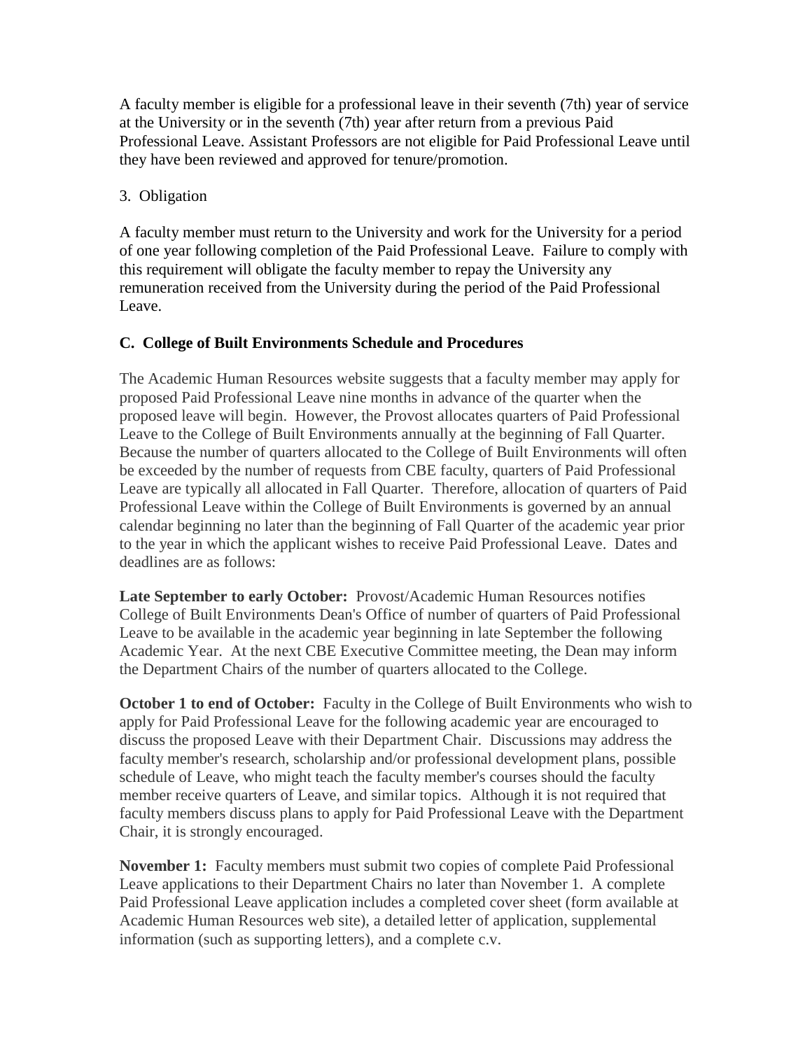A faculty member is eligible for a professional leave in their seventh (7th) year of service at the University or in the seventh (7th) year after return from a previous Paid Professional Leave. Assistant Professors are not eligible for Paid Professional Leave until they have been reviewed and approved for tenure/promotion.

3. Obligation

A faculty member must return to the University and work for the University for a period of one year following completion of the Paid Professional Leave. Failure to comply with this requirement will obligate the faculty member to repay the University any remuneration received from the University during the period of the Paid Professional Leave.

### C. College of Built Environments Schedule and Procedures

The Academic Human Resources website suggests that a faculty member may apply for proposed Paid Professional Leave nine months in advance of the quarter when the proposed leave will begin. However, the Provost allocates quarters of Paid Professional Leave to the College of Built Environments annually at the beginning of Fall Quarter. Because the number of quarters allocated to the College of Built Environments will often be exceeded by the number of requests from CBE faculty, quarters of Paid Professional Leave are typically all allocated in Fall Quarter. Therefore, allocation of quarters of Paid Professional Leave within the College of Built Environments is governed by an annual calendar beginning no later than the beginning of Fall Quarter of the academic year prior to the year in which the applicant wishes to receive Paid Professional Leave. Dates and deadlines are as follows:

**Late September to early October:** Provost/Academic Human Resources notifies College of Built Environments Dean's Office of number of quarters of Paid Professional Leave to be available in the academic year beginning in late September the following Academic Year. At the next CBE Executive Committee meeting, the Dean may inform the Department Chairs of the number of quarters allocated to the College.

**October 1 to end of October:** Faculty in the College of Built Environments who wish to apply for Paid Professional Leave for the following academic year are encouraged to discuss the proposed Leave with their Department Chair. Discussions may address the faculty member's research, scholarship and/or professional development plans, possible schedule of Leave, who might teach the faculty member's courses should the faculty member receive quarters of Leave, and similar topics. Although it is not required that faculty members discuss plans to apply for Paid Professional Leave with the Department Chair, it is strongly encouraged.

**November 1:** Faculty members must submit two copies of complete Paid Professional Leave applications to their Department Chairs no later than November 1. A complete Paid Professional Leave application includes a completed cover sheet (form available at Academic Human Resources web site), a detailed letter of application, supplemental information (such as supporting letters), and a complete c.v.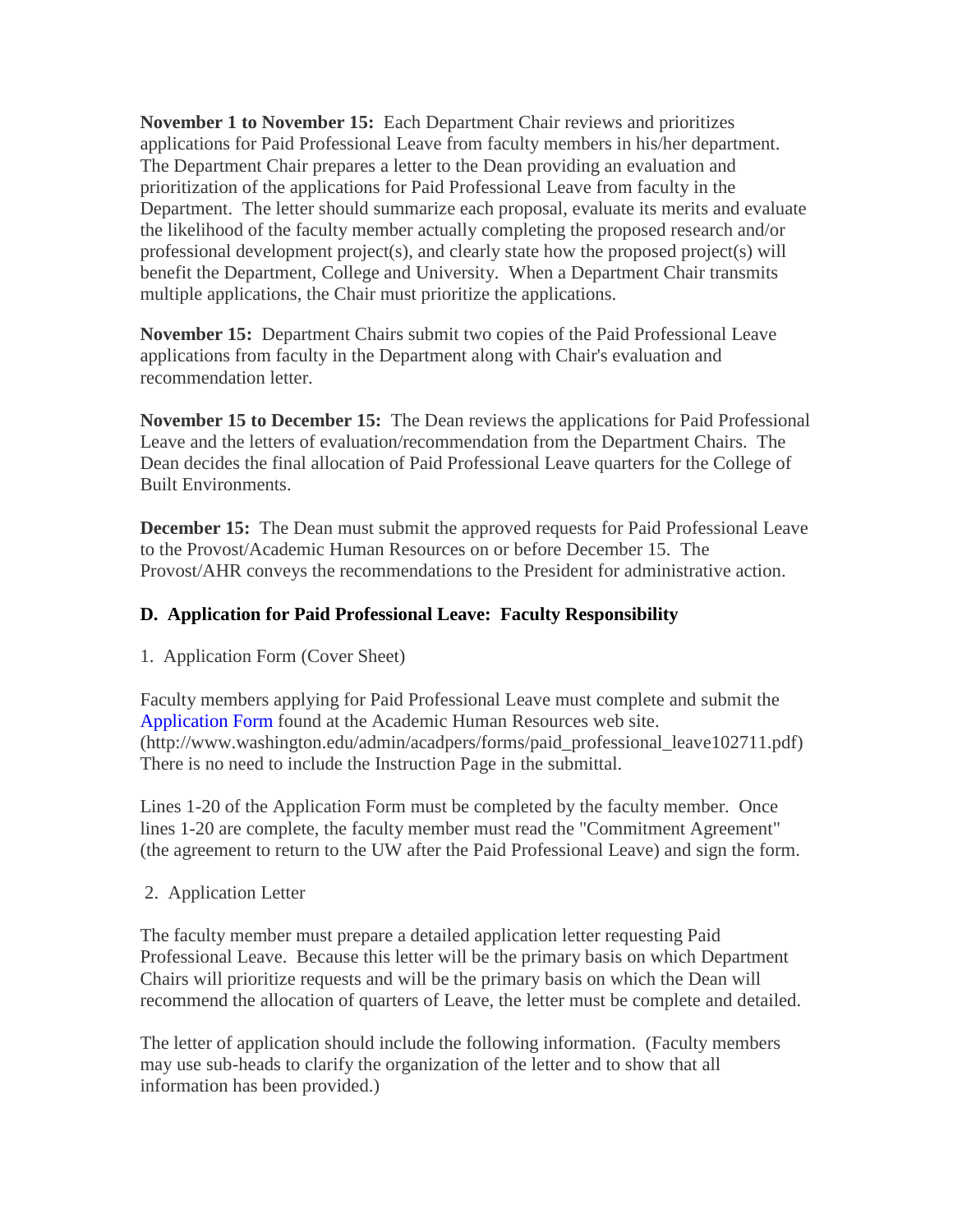**November 1 to November 15:** Each Department Chair reviews and prioritizes applications for Paid Professional Leave from faculty members in his/her department. The Department Chair prepares a letter to the Dean providing an evaluation and prioritization of the applications for Paid Professional Leave from faculty in the Department. The letter should summarize each proposal, evaluate its merits and evaluate the likelihood of the faculty member actually completing the proposed research and/or professional development project(s), and clearly state how the proposed project(s) will benefit the Department, College and University. When a Department Chair transmits multiple applications, the Chair must prioritize the applications.

**November 15:** Department Chairs submit two copies of the Paid Professional Leave applications from faculty in the Department along with Chair's evaluation and recommendation letter.

**November 15 to December 15:** The Dean reviews the applications for Paid Professional Leave and the letters of evaluation/recommendation from the Department Chairs. The Dean decides the final allocation of Paid Professional Leave quarters for the College of Built Environments.

**December 15:** The Dean must submit the approved requests for Paid Professional Leave to the Provost/Academic Human Resources on or before December 15. The Provost/AHR conveys the recommendations to the President for administrative action.

### D. Application for Paid Professional Leave: Faculty Responsibility

1. Application Form (Cover Sheet)

Faculty members applying for Paid Professional Leave must complete and submit the Application Form found at the Academic Human Resources web site. (http://www.washington.edu/admin/acadpers/forms/paid_professional_leave102711.pdf) There is no need to include the Instruction Page in the submittal.

Lines 1-20 of the Application Form must be completed by the faculty member. Once lines 1-20 are complete, the faculty member must read the "Commitment Agreement" (the agreement to return to the UW after the Paid Professional Leave) and sign the form.

2. Application Letter

The faculty member must prepare a detailed application letter requesting Paid Professional Leave. Because this letter will be the primary basis on which Department Chairs will prioritize requests and will be the primary basis on which the Dean will recommend the allocation of quarters of Leave, the letter must be complete and detailed.

The letter of application should include the following information. (Faculty members may use sub-heads to clarify the organization of the letter and to show that all information has been provided.)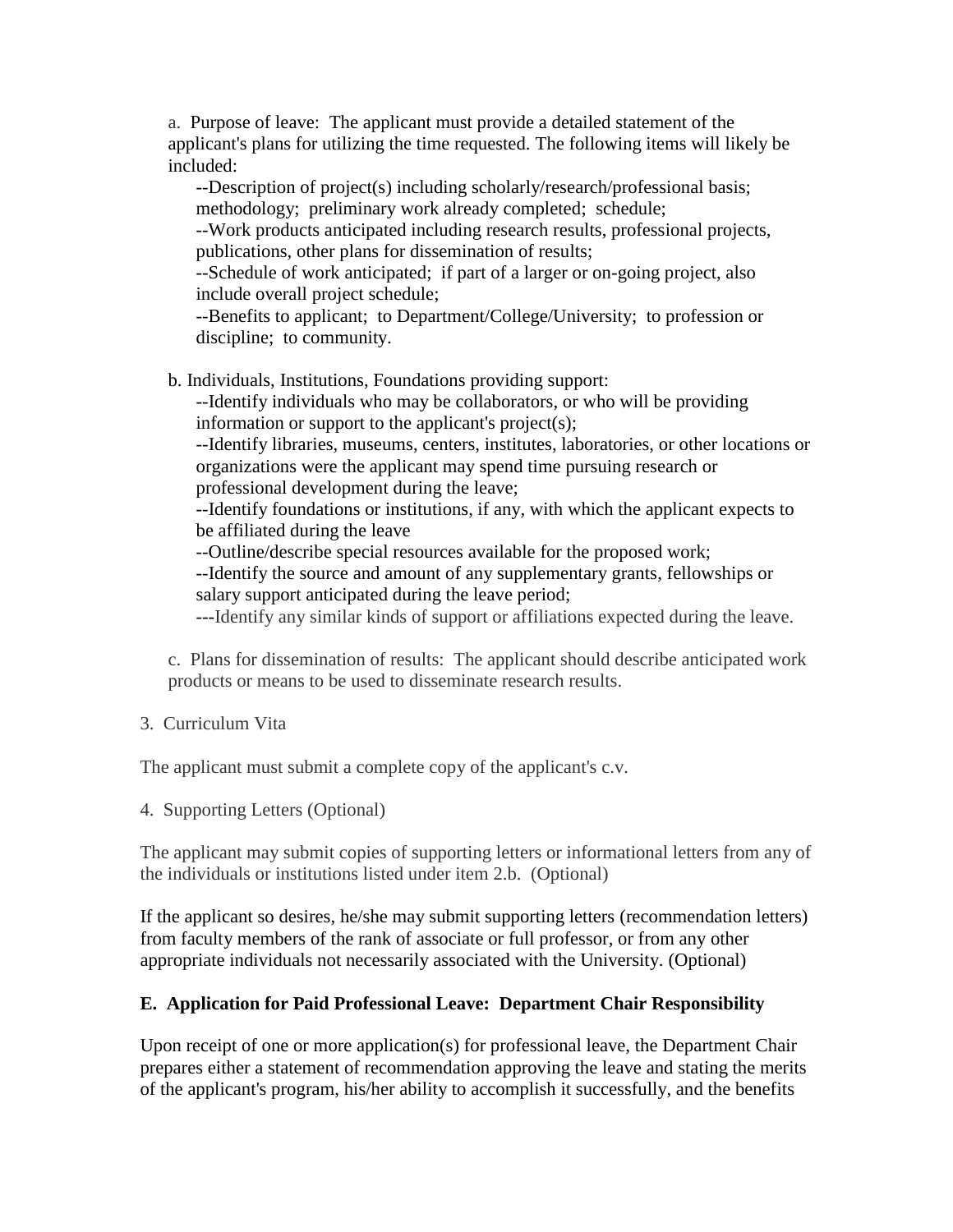a. Purpose of leave: The applicant must provide a detailed statement of the applicant's plans for utilizing the time requested. The following items will likely be included:

--Description of project(s) including scholarly/research/professional basis; methodology; preliminary work already completed; schedule;
--Work products anticipated including research results, professional projects, publications, other plans for dissemination of results;
--Schedule of work anticipated; if part of a larger or on-going project, also include overall project schedule;
--Benefits to applicant; to Department/College/University; to profession or discipline; to community.

b. Individuals, Institutions, Foundations providing support:

--Identify individuals who may be collaborators, or who will be providing information or support to the applicant's project(s);
--Identify libraries, museums, centers, institutes, laboratories, or other locations or organizations were the applicant may spend time pursuing research or professional development during the leave;
--Identify foundations or institutions, if any, with which the applicant expects to be affiliated during the leave
--Outline/describe special resources available for the proposed work;
--Identify the source and amount of any supplementary grants, fellowships or salary support anticipated during the leave period;
---Identify any similar kinds of support or affiliations expected during the leave.

c. Plans for dissemination of results: The applicant should describe anticipated work products or means to be used to disseminate research results.

3. Curriculum Vita

The applicant must submit a complete copy of the applicant's c.v.

4. Supporting Letters (Optional)

The applicant may submit copies of supporting letters or informational letters from any of the individuals or institutions listed under item 2.b. (Optional)

If the applicant so desires, he/she may submit supporting letters (recommendation letters) from faculty members of the rank of associate or full professor, or from any other appropriate individuals not necessarily associated with the University. (Optional)

**E. Application for Paid Professional Leave: Department Chair Responsibility**

Upon receipt of one or more application(s) for professional leave, the Department Chair prepares either a statement of recommendation approving the leave and stating the merits of the applicant's program, his/her ability to accomplish it successfully, and the benefits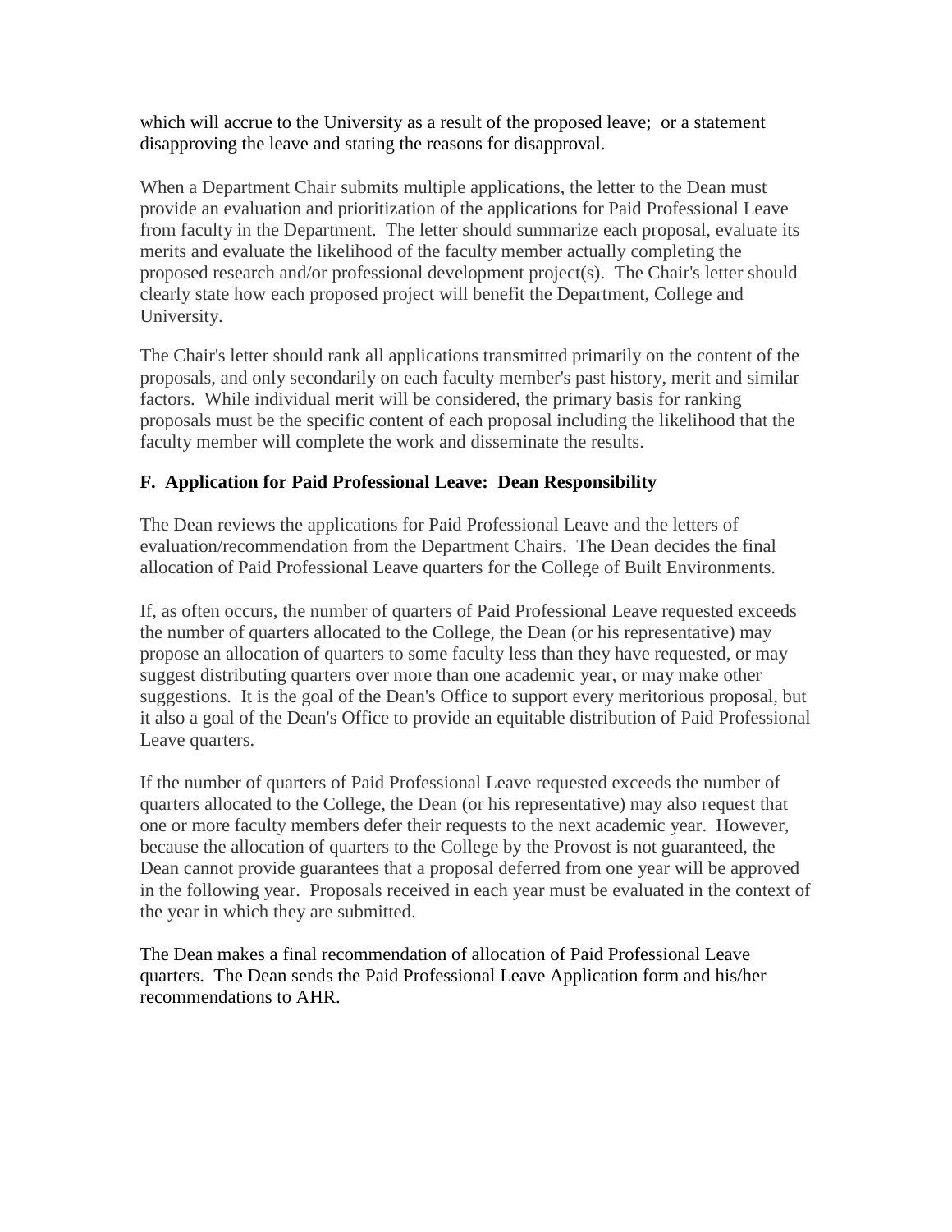which will accrue to the University as a result of the proposed leave; or a statement disapproving the leave and stating the reasons for disapproval.

When a Department Chair submits multiple applications, the letter to the Dean must provide an evaluation and prioritization of the applications for Paid Professional Leave from faculty in the Department. The letter should summarize each proposal, evaluate its merits and evaluate the likelihood of the faculty member actually completing the proposed research and/or professional development project(s). The Chair's letter should clearly state how each proposed project will benefit the Department, College and University.

The Chair's letter should rank all applications transmitted primarily on the content of the proposals, and only secondarily on each faculty member's past history, merit and similar factors. While individual merit will be considered, the primary basis for ranking proposals must be the specific content of each proposal including the likelihood that the faculty member will complete the work and disseminate the results.

### F. Application for Paid Professional Leave: Dean Responsibility

The Dean reviews the applications for Paid Professional Leave and the letters of evaluation/recommendation from the Department Chairs. The Dean decides the final allocation of Paid Professional Leave quarters for the College of Built Environments.

If, as often occurs, the number of quarters of Paid Professional Leave requested exceeds the number of quarters allocated to the College, the Dean (or his representative) may propose an allocation of quarters to some faculty less than they have requested, or may suggest distributing quarters over more than one academic year, or may make other suggestions. It is the goal of the Dean's Office to support every meritorious proposal, but it also a goal of the Dean's Office to provide an equitable distribution of Paid Professional Leave quarters.

If the number of quarters of Paid Professional Leave requested exceeds the number of quarters allocated to the College, the Dean (or his representative) may also request that one or more faculty members defer their requests to the next academic year. However, because the allocation of quarters to the College by the Provost is not guaranteed, the Dean cannot provide guarantees that a proposal deferred from one year will be approved in the following year. Proposals received in each year must be evaluated in the context of the year in which they are submitted.

The Dean makes a final recommendation of allocation of Paid Professional Leave quarters. The Dean sends the Paid Professional Leave Application form and his/her recommendations to AHR.